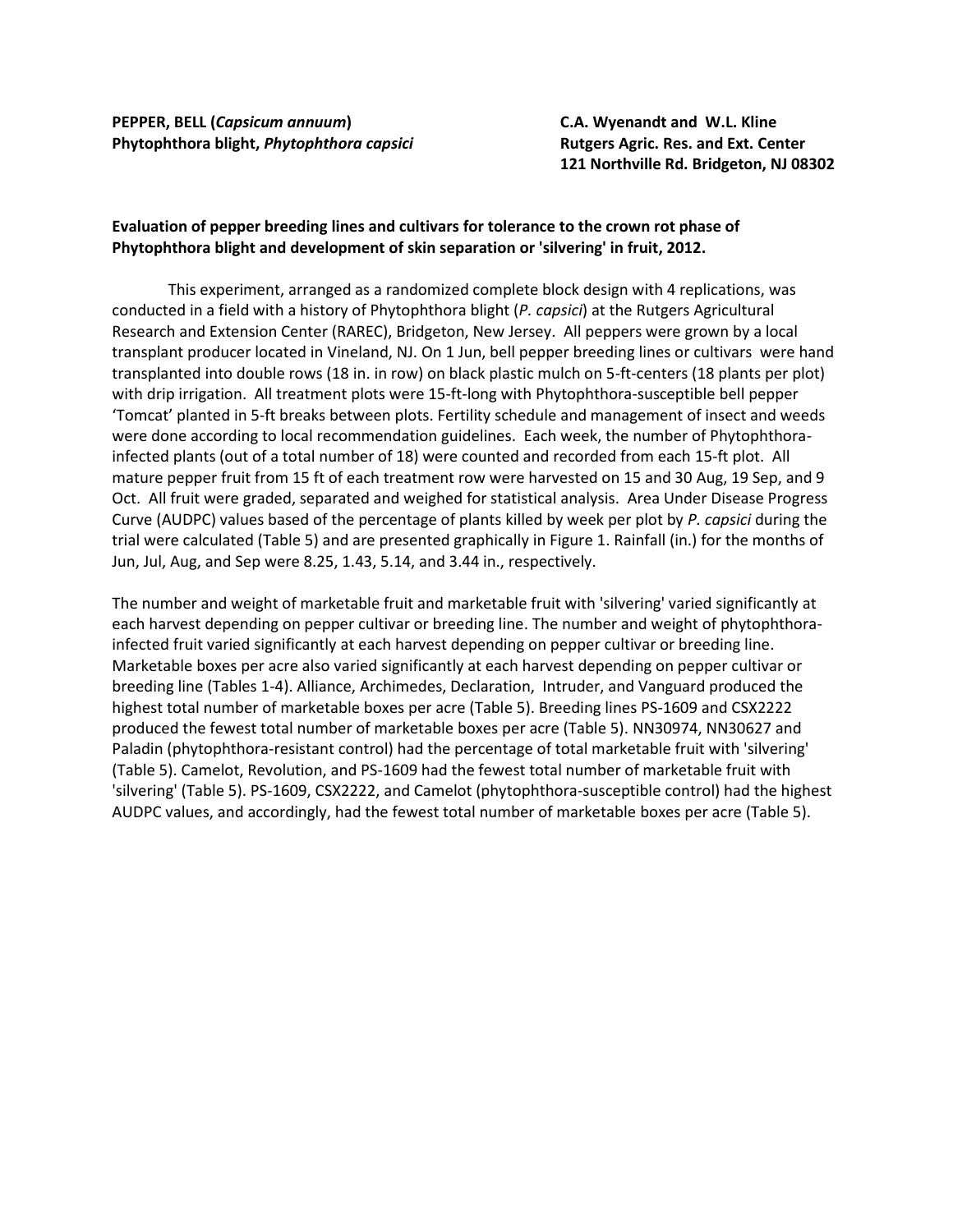**PEPPER, BELL (*Capsicum annuum*)**
**Phytophthora blight, *Phytophthora capsici***

**C.A. Wyenandt and W.L. Kline**
**Rutgers Agric. Res. and Ext. Center**
**121 Northville Rd. Bridgeton, NJ 08302**

**Evaluation of pepper breeding lines and cultivars for tolerance to the crown rot phase of Phytophthora blight and development of skin separation or 'silvering' in fruit, 2012.**

This experiment, arranged as a randomized complete block design with 4 replications, was conducted in a field with a history of Phytophthora blight (*P. capsici*) at the Rutgers Agricultural Research and Extension Center (RAREC), Bridgeton, New Jersey. All peppers were grown by a local transplant producer located in Vineland, NJ. On 1 Jun, bell pepper breeding lines or cultivars were hand transplanted into double rows (18 in. in row) on black plastic mulch on 5-ft-centers (18 plants per plot) with drip irrigation. All treatment plots were 15-ft-long with Phytophthora-susceptible bell pepper 'Tomcat' planted in 5-ft breaks between plots. Fertility schedule and management of insect and weeds were done according to local recommendation guidelines. Each week, the number of Phytophthora-infected plants (out of a total number of 18) were counted and recorded from each 15-ft plot. All mature pepper fruit from 15 ft of each treatment row were harvested on 15 and 30 Aug, 19 Sep, and 9 Oct. All fruit were graded, separated and weighed for statistical analysis. Area Under Disease Progress Curve (AUDPC) values based of the percentage of plants killed by week per plot by *P. capsici* during the trial were calculated (Table 5) and are presented graphically in Figure 1. Rainfall (in.) for the months of Jun, Jul, Aug, and Sep were 8.25, 1.43, 5.14, and 3.44 in., respectively.

The number and weight of marketable fruit and marketable fruit with 'silvering' varied significantly at each harvest depending on pepper cultivar or breeding line. The number and weight of phytophthora-infected fruit varied significantly at each harvest depending on pepper cultivar or breeding line. Marketable boxes per acre also varied significantly at each harvest depending on pepper cultivar or breeding line (Tables 1-4). Alliance, Archimedes, Declaration, Intruder, and Vanguard produced the highest total number of marketable boxes per acre (Table 5). Breeding lines PS-1609 and CSX2222 produced the fewest total number of marketable boxes per acre (Table 5). NN30974, NN30627 and Paladin (phytophthora-resistant control) had the percentage of total marketable fruit with 'silvering' (Table 5). Camelot, Revolution, and PS-1609 had the fewest total number of marketable fruit with 'silvering' (Table 5). PS-1609, CSX2222, and Camelot (phytophthora-susceptible control) had the highest AUDPC values, and accordingly, had the fewest total number of marketable boxes per acre (Table 5).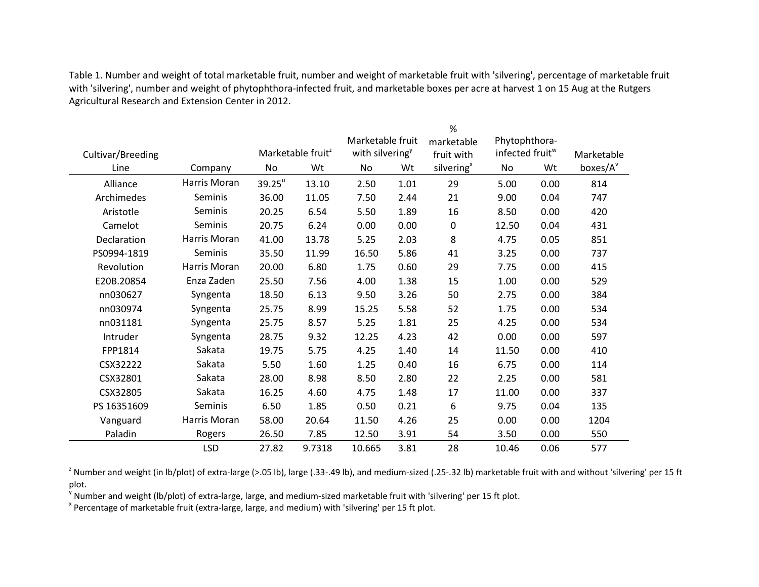Table 1. Number and weight of total marketable fruit, number and weight of marketable fruit with 'silvering', percentage of marketable fruit with 'silvering', number and weight of phytophthora-infected fruit, and marketable boxes per acre at harvest 1 on 15 Aug at the Rutgers Agricultural Research and Extension Center in 2012.

| Cultivar/Breeding Line | Company | Marketable fruit[z] | | Marketable fruit with silvering[y] | | % marketable fruit with silvering[x] | Phytophthora-infected fruit[w] | | Marketable boxes/A[v] |
|---|---|---|---|---|---|---|---|---|---|
| | | No | Wt | No | Wt | | No | Wt | |
| Alliance | Harris Moran | 39.25[u] | 13.10 | 2.50 | 1.01 | 29 | 5.00 | 0.00 | 814 |
| Archimedes | Seminis | 36.00 | 11.05 | 7.50 | 2.44 | 21 | 9.00 | 0.04 | 747 |
| Aristotle | Seminis | 20.25 | 6.54 | 5.50 | 1.89 | 16 | 8.50 | 0.00 | 420 |
| Camelot | Seminis | 20.75 | 6.24 | 0.00 | 0.00 | 0 | 12.50 | 0.04 | 431 |
| Declaration | Harris Moran | 41.00 | 13.78 | 5.25 | 2.03 | 8 | 4.75 | 0.05 | 851 |
| PS0994-1819 | Seminis | 35.50 | 11.99 | 16.50 | 5.86 | 41 | 3.25 | 0.00 | 737 |
| Revolution | Harris Moran | 20.00 | 6.80 | 1.75 | 0.60 | 29 | 7.75 | 0.00 | 415 |
| E20B.20854 | Enza Zaden | 25.50 | 7.56 | 4.00 | 1.38 | 15 | 1.00 | 0.00 | 529 |
| nn030627 | Syngenta | 18.50 | 6.13 | 9.50 | 3.26 | 50 | 2.75 | 0.00 | 384 |
| nn030974 | Syngenta | 25.75 | 8.99 | 15.25 | 5.58 | 52 | 1.75 | 0.00 | 534 |
| nn031181 | Syngenta | 25.75 | 8.57 | 5.25 | 1.81 | 25 | 4.25 | 0.00 | 534 |
| Intruder | Syngenta | 28.75 | 9.32 | 12.25 | 4.23 | 42 | 0.00 | 0.00 | 597 |
| FPP1814 | Sakata | 19.75 | 5.75 | 4.25 | 1.40 | 14 | 11.50 | 0.00 | 410 |
| CSX32222 | Sakata | 5.50 | 1.60 | 1.25 | 0.40 | 16 | 6.75 | 0.00 | 114 |
| CSX32801 | Sakata | 28.00 | 8.98 | 8.50 | 2.80 | 22 | 2.25 | 0.00 | 581 |
| CSX32805 | Sakata | 16.25 | 4.60 | 4.75 | 1.48 | 17 | 11.00 | 0.00 | 337 |
| PS 16351609 | Seminis | 6.50 | 1.85 | 0.50 | 0.21 | 6 | 9.75 | 0.04 | 135 |
| Vanguard | Harris Moran | 58.00 | 20.64 | 11.50 | 4.26 | 25 | 0.00 | 0.00 | 1204 |
| Paladin | Rogers | 26.50 | 7.85 | 12.50 | 3.91 | 54 | 3.50 | 0.00 | 550 |
| | LSD | 27.82 | 9.7318 | 10.665 | 3.81 | 28 | 10.46 | 0.06 | 577 |

[z] Number and weight (in lb/plot) of extra-large (>.05 lb), large (.33-.49 lb), and medium-sized (.25-.32 lb) marketable fruit with and without 'silvering' per 15 ft plot.

[y] Number and weight (lb/plot) of extra-large, large, and medium-sized marketable fruit with 'silvering' per 15 ft plot.

[x] Percentage of marketable fruit (extra-large, large, and medium) with 'silvering' per 15 ft plot.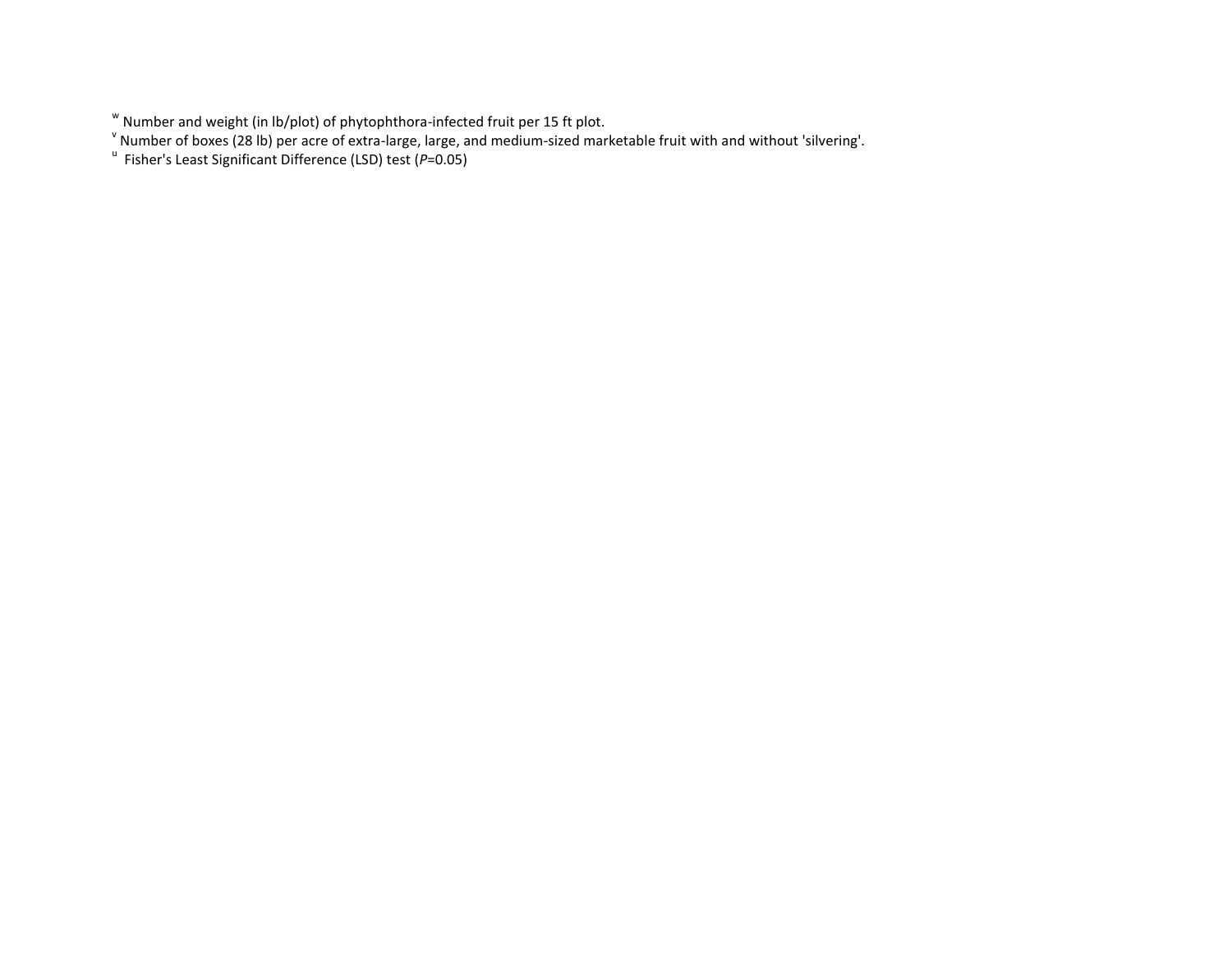[w] Number and weight (in lb/plot) of phytophthora-infected fruit per 15 ft plot.
[v] Number of boxes (28 lb) per acre of extra-large, large, and medium-sized marketable fruit with and without 'silvering'.
[u] Fisher's Least Significant Difference (LSD) test ($P$=0.05)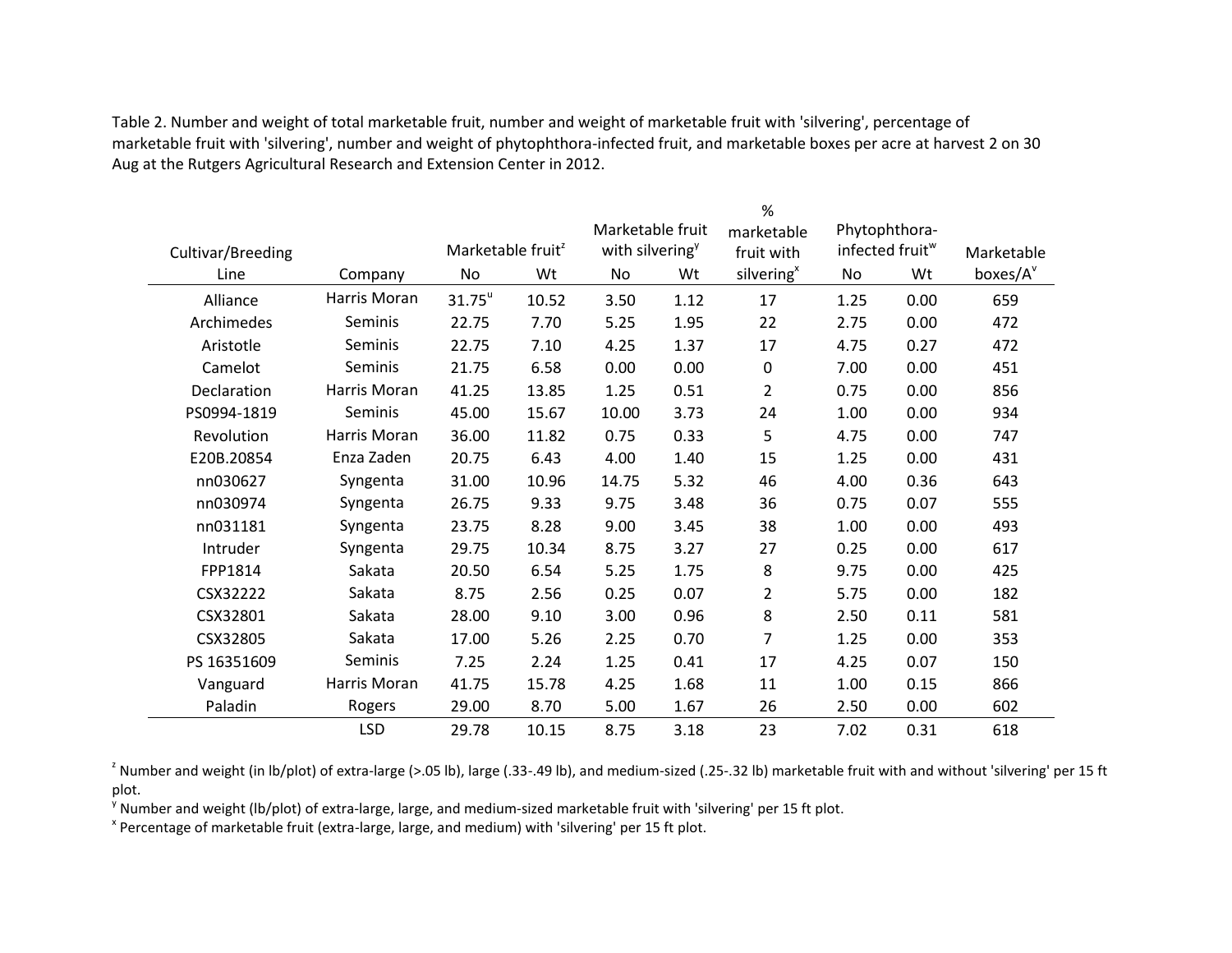Table 2. Number and weight of total marketable fruit, number and weight of marketable fruit with 'silvering', percentage of marketable fruit with 'silvering', number and weight of phytophthora-infected fruit, and marketable boxes per acre at harvest 2 on 30 Aug at the Rutgers Agricultural Research and Extension Center in 2012.

| Cultivar/Breeding Line | Company | Marketable fruit[z] | | Marketable fruit with silvering[y] | | % marketable fruit with silvering[x] | Phytophthora-infected fruit[w] | | Marketable boxes/A[v] |
|---|---|---|---|---|---|---|---|---|---|
| | | No | Wt | No | Wt | | No | Wt | |
| Alliance | Harris Moran | 31.75[u] | 10.52 | 3.50 | 1.12 | 17 | 1.25 | 0.00 | 659 |
| Archimedes | Seminis | 22.75 | 7.70 | 5.25 | 1.95 | 22 | 2.75 | 0.00 | 472 |
| Aristotle | Seminis | 22.75 | 7.10 | 4.25 | 1.37 | 17 | 4.75 | 0.27 | 472 |
| Camelot | Seminis | 21.75 | 6.58 | 0.00 | 0.00 | 0 | 7.00 | 0.00 | 451 |
| Declaration | Harris Moran | 41.25 | 13.85 | 1.25 | 0.51 | 2 | 0.75 | 0.00 | 856 |
| PS0994-1819 | Seminis | 45.00 | 15.67 | 10.00 | 3.73 | 24 | 1.00 | 0.00 | 934 |
| Revolution | Harris Moran | 36.00 | 11.82 | 0.75 | 0.33 | 5 | 4.75 | 0.00 | 747 |
| E20B.20854 | Enza Zaden | 20.75 | 6.43 | 4.00 | 1.40 | 15 | 1.25 | 0.00 | 431 |
| nn030627 | Syngenta | 31.00 | 10.96 | 14.75 | 5.32 | 46 | 4.00 | 0.36 | 643 |
| nn030974 | Syngenta | 26.75 | 9.33 | 9.75 | 3.48 | 36 | 0.75 | 0.07 | 555 |
| nn031181 | Syngenta | 23.75 | 8.28 | 9.00 | 3.45 | 38 | 1.00 | 0.00 | 493 |
| Intruder | Syngenta | 29.75 | 10.34 | 8.75 | 3.27 | 27 | 0.25 | 0.00 | 617 |
| FPP1814 | Sakata | 20.50 | 6.54 | 5.25 | 1.75 | 8 | 9.75 | 0.00 | 425 |
| CSX32222 | Sakata | 8.75 | 2.56 | 0.25 | 0.07 | 2 | 5.75 | 0.00 | 182 |
| CSX32801 | Sakata | 28.00 | 9.10 | 3.00 | 0.96 | 8 | 2.50 | 0.11 | 581 |
| CSX32805 | Sakata | 17.00 | 5.26 | 2.25 | 0.70 | 7 | 1.25 | 0.00 | 353 |
| PS 16351609 | Seminis | 7.25 | 2.24 | 1.25 | 0.41 | 17 | 4.25 | 0.07 | 150 |
| Vanguard | Harris Moran | 41.75 | 15.78 | 4.25 | 1.68 | 11 | 1.00 | 0.15 | 866 |
| Paladin | Rogers | 29.00 | 8.70 | 5.00 | 1.67 | 26 | 2.50 | 0.00 | 602 |
| | LSD | 29.78 | 10.15 | 8.75 | 3.18 | 23 | 7.02 | 0.31 | 618 |

[z] Number and weight (in lb/plot) of extra-large (>.05 lb), large (.33-.49 lb), and medium-sized (.25-.32 lb) marketable fruit with and without 'silvering' per 15 ft plot.

[y] Number and weight (lb/plot) of extra-large, large, and medium-sized marketable fruit with 'silvering' per 15 ft plot.

[x] Percentage of marketable fruit (extra-large, large, and medium) with 'silvering' per 15 ft plot.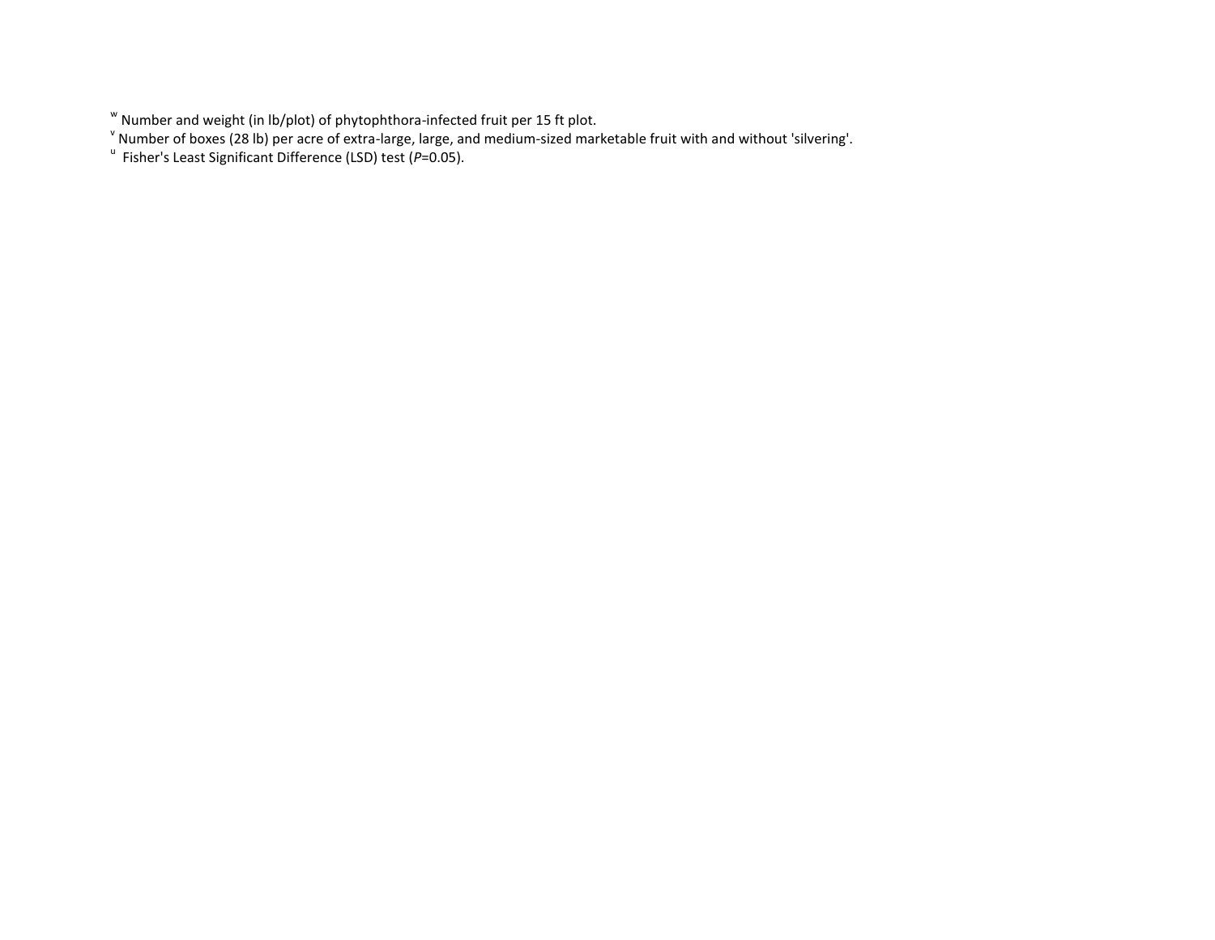[w] Number and weight (in lb/plot) of phytophthora-infected fruit per 15 ft plot.

[v] Number of boxes (28 lb) per acre of extra-large, large, and medium-sized marketable fruit with and without 'silvering'.

[u] Fisher's Least Significant Difference (LSD) test ($P$=0.05).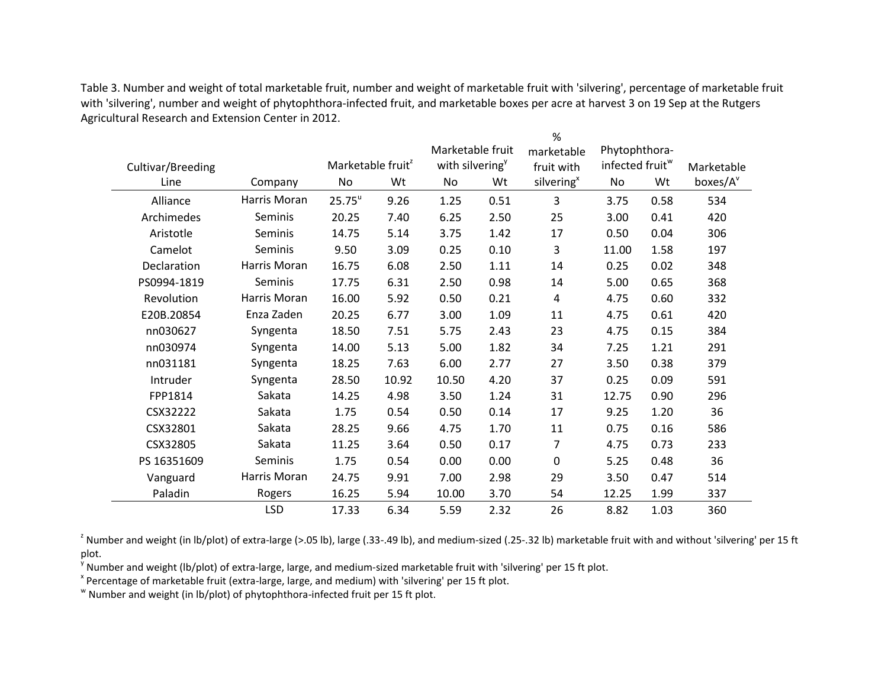Table 3. Number and weight of total marketable fruit, number and weight of marketable fruit with 'silvering', percentage of marketable fruit with 'silvering', number and weight of phytophthora-infected fruit, and marketable boxes per acre at harvest 3 on 19 Sep at the Rutgers Agricultural Research and Extension Center in 2012.

| Cultivar/Breeding Line | Company | Marketable fruit[z] | | Marketable fruit with silvering[y] | | % marketable fruit with silvering[x] | Phytophthora-infected fruit[w] | | Marketable boxes/A[v] |
|---|---|---|---|---|---|---|---|---|---|
| | | No | Wt | No | Wt | | No | Wt | |
| Alliance | Harris Moran | 25.75[u] | 9.26 | 1.25 | 0.51 | 3 | 3.75 | 0.58 | 534 |
| Archimedes | Seminis | 20.25 | 7.40 | 6.25 | 2.50 | 25 | 3.00 | 0.41 | 420 |
| Aristotle | Seminis | 14.75 | 5.14 | 3.75 | 1.42 | 17 | 0.50 | 0.04 | 306 |
| Camelot | Seminis | 9.50 | 3.09 | 0.25 | 0.10 | 3 | 11.00 | 1.58 | 197 |
| Declaration | Harris Moran | 16.75 | 6.08 | 2.50 | 1.11 | 14 | 0.25 | 0.02 | 348 |
| PS0994-1819 | Seminis | 17.75 | 6.31 | 2.50 | 0.98 | 14 | 5.00 | 0.65 | 368 |
| Revolution | Harris Moran | 16.00 | 5.92 | 0.50 | 0.21 | 4 | 4.75 | 0.60 | 332 |
| E20B.20854 | Enza Zaden | 20.25 | 6.77 | 3.00 | 1.09 | 11 | 4.75 | 0.61 | 420 |
| nn030627 | Syngenta | 18.50 | 7.51 | 5.75 | 2.43 | 23 | 4.75 | 0.15 | 384 |
| nn030974 | Syngenta | 14.00 | 5.13 | 5.00 | 1.82 | 34 | 7.25 | 1.21 | 291 |
| nn031181 | Syngenta | 18.25 | 7.63 | 6.00 | 2.77 | 27 | 3.50 | 0.38 | 379 |
| Intruder | Syngenta | 28.50 | 10.92 | 10.50 | 4.20 | 37 | 0.25 | 0.09 | 591 |
| FPP1814 | Sakata | 14.25 | 4.98 | 3.50 | 1.24 | 31 | 12.75 | 0.90 | 296 |
| CSX32222 | Sakata | 1.75 | 0.54 | 0.50 | 0.14 | 17 | 9.25 | 1.20 | 36 |
| CSX32801 | Sakata | 28.25 | 9.66 | 4.75 | 1.70 | 11 | 0.75 | 0.16 | 586 |
| CSX32805 | Sakata | 11.25 | 3.64 | 0.50 | 0.17 | 7 | 4.75 | 0.73 | 233 |
| PS 16351609 | Seminis | 1.75 | 0.54 | 0.00 | 0.00 | 0 | 5.25 | 0.48 | 36 |
| Vanguard | Harris Moran | 24.75 | 9.91 | 7.00 | 2.98 | 29 | 3.50 | 0.47 | 514 |
| Paladin | Rogers | 16.25 | 5.94 | 10.00 | 3.70 | 54 | 12.25 | 1.99 | 337 |
| | LSD | 17.33 | 6.34 | 5.59 | 2.32 | 26 | 8.82 | 1.03 | 360 |

[z] Number and weight (in lb/plot) of extra-large (>.05 lb), large (.33-.49 lb), and medium-sized (.25-.32 lb) marketable fruit with and without 'silvering' per 15 ft plot.

[y] Number and weight (lb/plot) of extra-large, large, and medium-sized marketable fruit with 'silvering' per 15 ft plot.

[x] Percentage of marketable fruit (extra-large, large, and medium) with 'silvering' per 15 ft plot.

[w] Number and weight (in lb/plot) of phytophthora-infected fruit per 15 ft plot.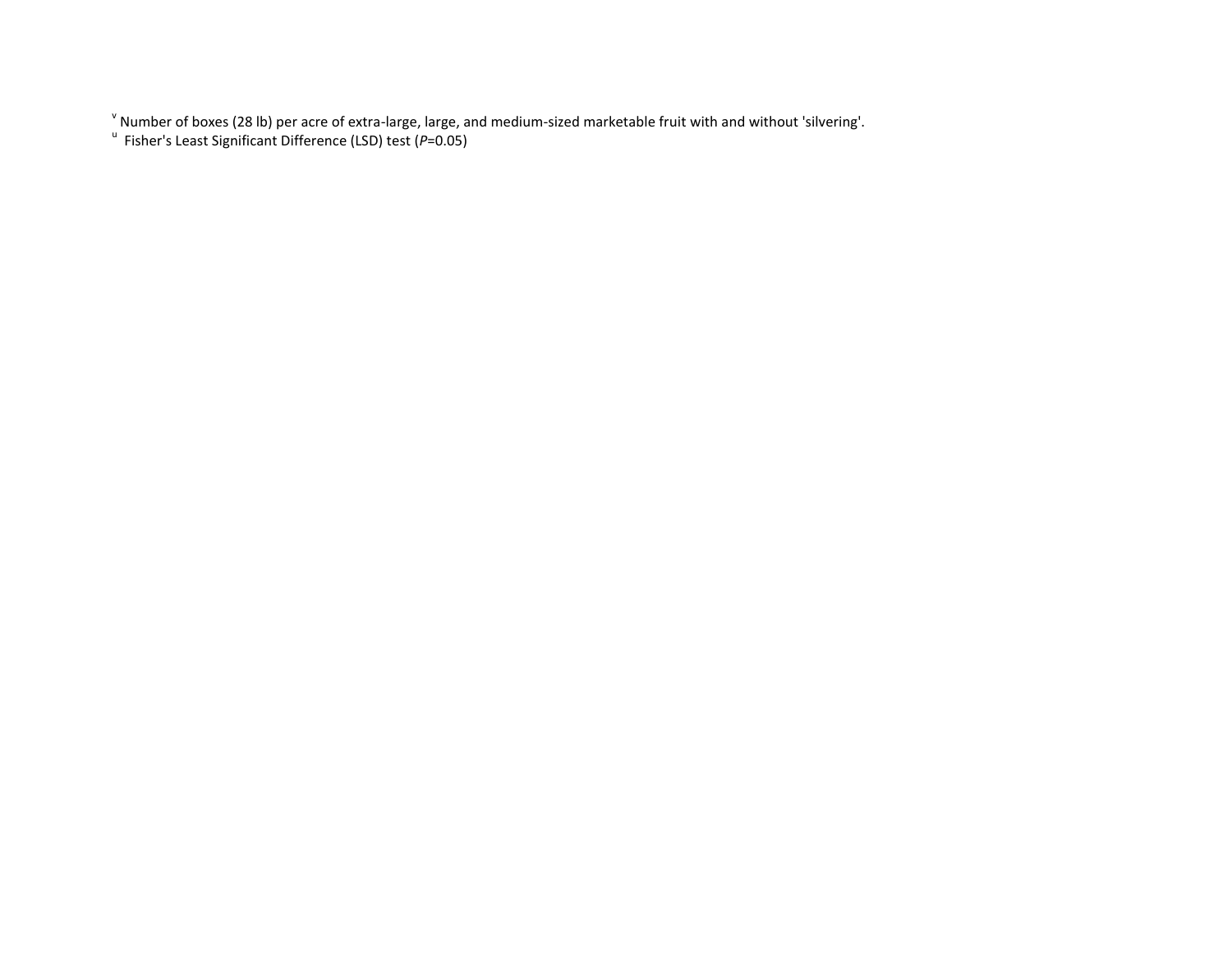[v] Number of boxes (28 lb) per acre of extra-large, large, and medium-sized marketable fruit with and without 'silvering'.

[u] Fisher's Least Significant Difference (LSD) test (*P*=0.05)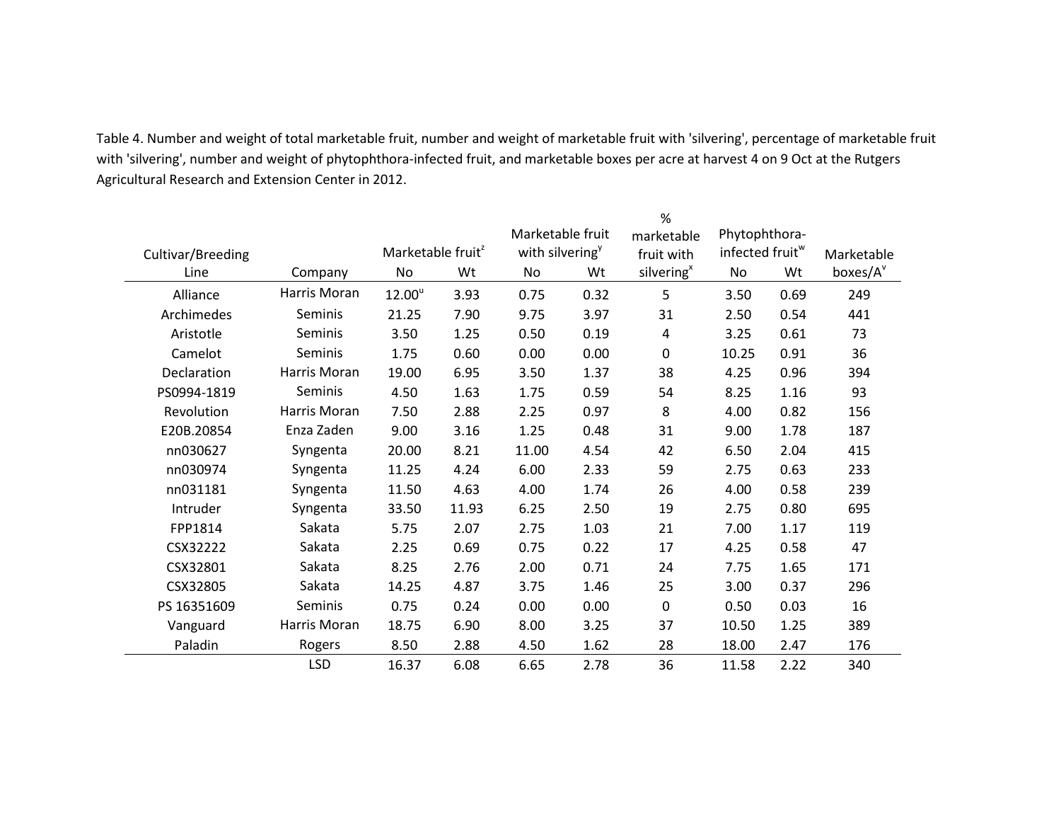Table 4. Number and weight of total marketable fruit, number and weight of marketable fruit with 'silvering', percentage of marketable fruit with 'silvering', number and weight of phytophthora-infected fruit, and marketable boxes per acre at harvest 4 on 9 Oct at the Rutgers Agricultural Research and Extension Center in 2012.

| Cultivar/Breeding Line | Company | Marketable fruit[z] | | Marketable fruit with silvering[y] | | % marketable fruit with silvering[x] | Phytophthora-infected fruit[w] | | Marketable boxes/A[v] |
|---|---|---|---|---|---|---|---|---|---|
| | | No | Wt | No | Wt | | No | Wt | |
| Alliance | Harris Moran | 12.00[u] | 3.93 | 0.75 | 0.32 | 5 | 3.50 | 0.69 | 249 |
| Archimedes | Seminis | 21.25 | 7.90 | 9.75 | 3.97 | 31 | 2.50 | 0.54 | 441 |
| Aristotle | Seminis | 3.50 | 1.25 | 0.50 | 0.19 | 4 | 3.25 | 0.61 | 73 |
| Camelot | Seminis | 1.75 | 0.60 | 0.00 | 0.00 | 0 | 10.25 | 0.91 | 36 |
| Declaration | Harris Moran | 19.00 | 6.95 | 3.50 | 1.37 | 38 | 4.25 | 0.96 | 394 |
| PS0994-1819 | Seminis | 4.50 | 1.63 | 1.75 | 0.59 | 54 | 8.25 | 1.16 | 93 |
| Revolution | Harris Moran | 7.50 | 2.88 | 2.25 | 0.97 | 8 | 4.00 | 0.82 | 156 |
| E20B.20854 | Enza Zaden | 9.00 | 3.16 | 1.25 | 0.48 | 31 | 9.00 | 1.78 | 187 |
| nn030627 | Syngenta | 20.00 | 8.21 | 11.00 | 4.54 | 42 | 6.50 | 2.04 | 415 |
| nn030974 | Syngenta | 11.25 | 4.24 | 6.00 | 2.33 | 59 | 2.75 | 0.63 | 233 |
| nn031181 | Syngenta | 11.50 | 4.63 | 4.00 | 1.74 | 26 | 4.00 | 0.58 | 239 |
| Intruder | Syngenta | 33.50 | 11.93 | 6.25 | 2.50 | 19 | 2.75 | 0.80 | 695 |
| FPP1814 | Sakata | 5.75 | 2.07 | 2.75 | 1.03 | 21 | 7.00 | 1.17 | 119 |
| CSX32222 | Sakata | 2.25 | 0.69 | 0.75 | 0.22 | 17 | 4.25 | 0.58 | 47 |
| CSX32801 | Sakata | 8.25 | 2.76 | 2.00 | 0.71 | 24 | 7.75 | 1.65 | 171 |
| CSX32805 | Sakata | 14.25 | 4.87 | 3.75 | 1.46 | 25 | 3.00 | 0.37 | 296 |
| PS 16351609 | Seminis | 0.75 | 0.24 | 0.00 | 0.00 | 0 | 0.50 | 0.03 | 16 |
| Vanguard | Harris Moran | 18.75 | 6.90 | 8.00 | 3.25 | 37 | 10.50 | 1.25 | 389 |
| Paladin | Rogers | 8.50 | 2.88 | 4.50 | 1.62 | 28 | 18.00 | 2.47 | 176 |
| | LSD | 16.37 | 6.08 | 6.65 | 2.78 | 36 | 11.58 | 2.22 | 340 |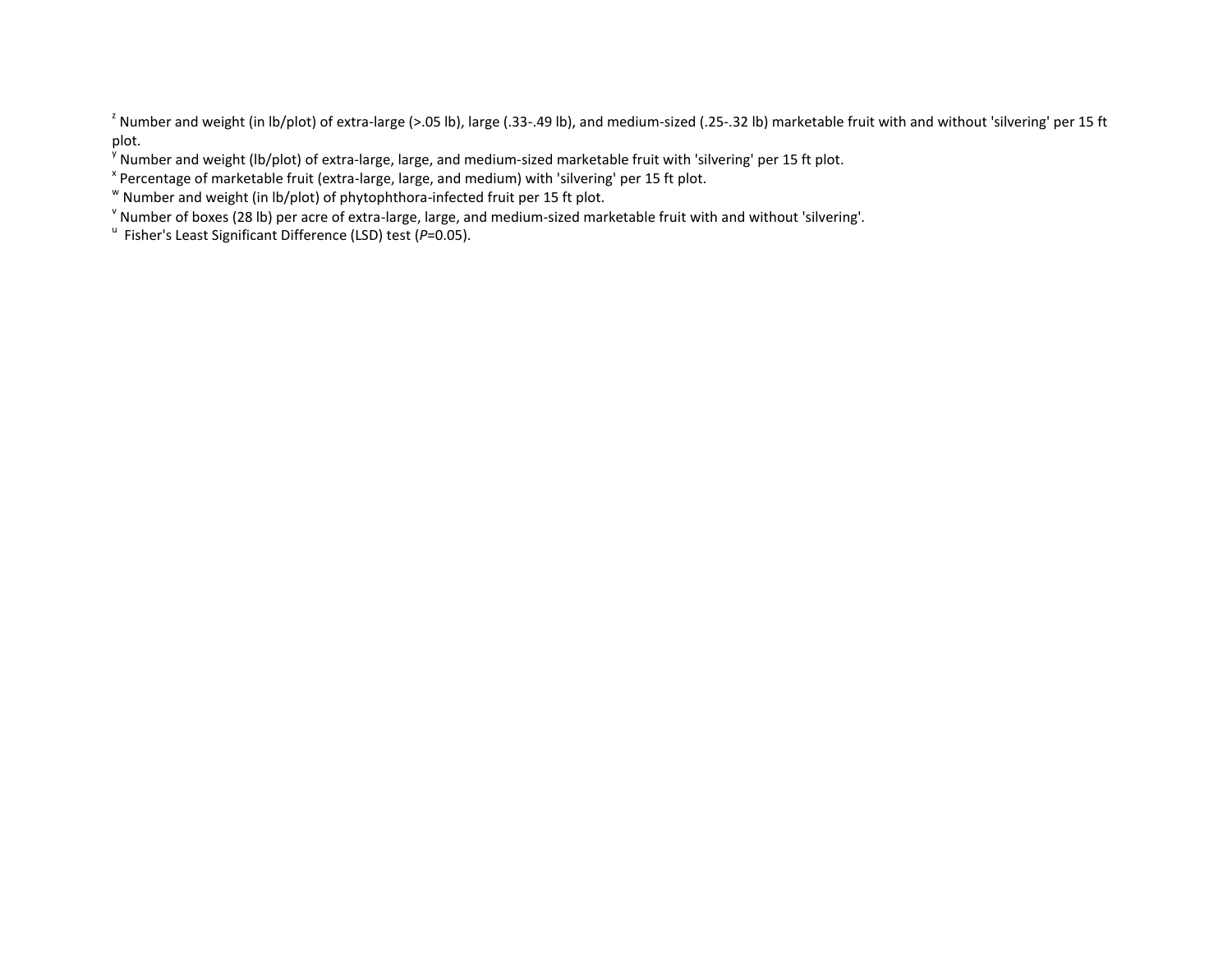[z] Number and weight (in lb/plot) of extra-large (>.05 lb), large (.33-.49 lb), and medium-sized (.25-.32 lb) marketable fruit with and without 'silvering' per 15 ft plot.

[y] Number and weight (lb/plot) of extra-large, large, and medium-sized marketable fruit with 'silvering' per 15 ft plot.

[x] Percentage of marketable fruit (extra-large, large, and medium) with 'silvering' per 15 ft plot.

[w] Number and weight (in lb/plot) of phytophthora-infected fruit per 15 ft plot.

[v] Number of boxes (28 lb) per acre of extra-large, large, and medium-sized marketable fruit with and without 'silvering'.

[u] Fisher's Least Significant Difference (LSD) test ($P$=0.05).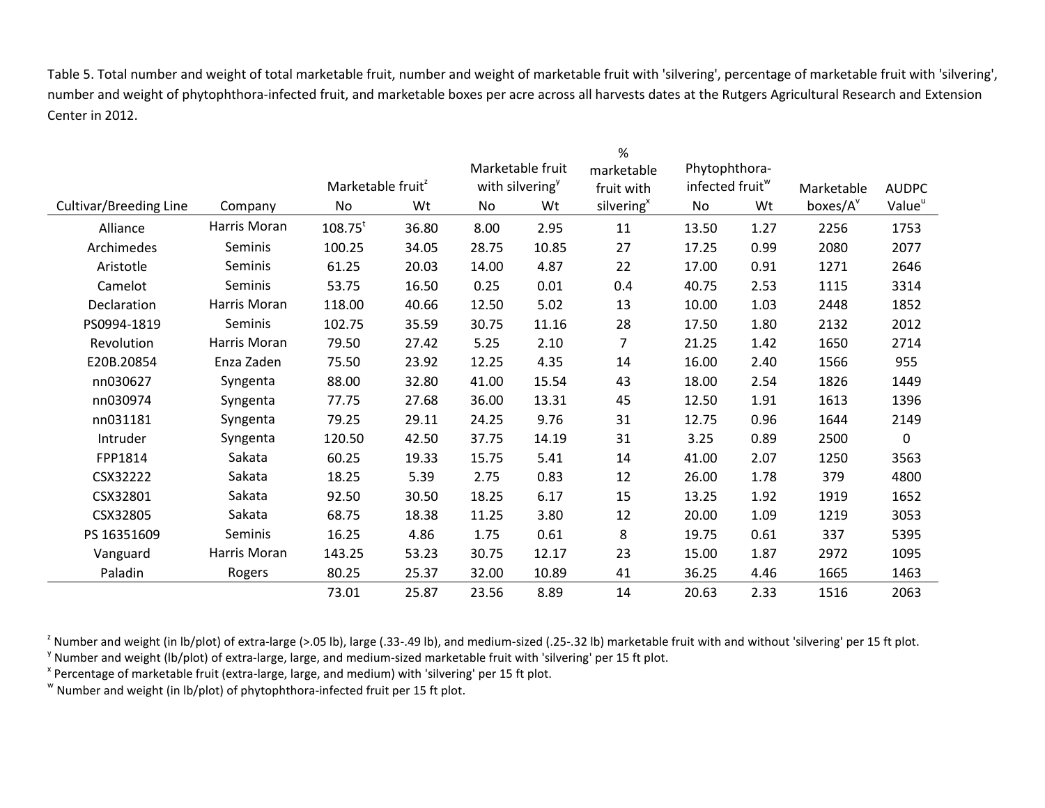Table 5. Total number and weight of total marketable fruit, number and weight of marketable fruit with 'silvering', percentage of marketable fruit with 'silvering', number and weight of phytophthora-infected fruit, and marketable boxes per acre across all harvests dates at the Rutgers Agricultural Research and Extension Center in 2012.

| Cultivar/Breeding Line | Company | Marketable fruit[z] | | Marketable fruit with silvering[y] | | % marketable fruit with silvering[x] | Phytophthora-infected fruit[w] | | Marketable boxes/A[v] | AUDPC Value[u] |
|---|---|---|---|---|---|---|---|---|---|---|
| | | No | Wt | No | Wt | | No | Wt | | |
| Alliance | Harris Moran | 108.75[t] | 36.80 | 8.00 | 2.95 | 11 | 13.50 | 1.27 | 2256 | 1753 |
| Archimedes | Seminis | 100.25 | 34.05 | 28.75 | 10.85 | 27 | 17.25 | 0.99 | 2080 | 2077 |
| Aristotle | Seminis | 61.25 | 20.03 | 14.00 | 4.87 | 22 | 17.00 | 0.91 | 1271 | 2646 |
| Camelot | Seminis | 53.75 | 16.50 | 0.25 | 0.01 | 0.4 | 40.75 | 2.53 | 1115 | 3314 |
| Declaration | Harris Moran | 118.00 | 40.66 | 12.50 | 5.02 | 13 | 10.00 | 1.03 | 2448 | 1852 |
| PS0994-1819 | Seminis | 102.75 | 35.59 | 30.75 | 11.16 | 28 | 17.50 | 1.80 | 2132 | 2012 |
| Revolution | Harris Moran | 79.50 | 27.42 | 5.25 | 2.10 | 7 | 21.25 | 1.42 | 1650 | 2714 |
| E20B.20854 | Enza Zaden | 75.50 | 23.92 | 12.25 | 4.35 | 14 | 16.00 | 2.40 | 1566 | 955 |
| nn030627 | Syngenta | 88.00 | 32.80 | 41.00 | 15.54 | 43 | 18.00 | 2.54 | 1826 | 1449 |
| nn030974 | Syngenta | 77.75 | 27.68 | 36.00 | 13.31 | 45 | 12.50 | 1.91 | 1613 | 1396 |
| nn031181 | Syngenta | 79.25 | 29.11 | 24.25 | 9.76 | 31 | 12.75 | 0.96 | 1644 | 2149 |
| Intruder | Syngenta | 120.50 | 42.50 | 37.75 | 14.19 | 31 | 3.25 | 0.89 | 2500 | 0 |
| FPP1814 | Sakata | 60.25 | 19.33 | 15.75 | 5.41 | 14 | 41.00 | 2.07 | 1250 | 3563 |
| CSX32222 | Sakata | 18.25 | 5.39 | 2.75 | 0.83 | 12 | 26.00 | 1.78 | 379 | 4800 |
| CSX32801 | Sakata | 92.50 | 30.50 | 18.25 | 6.17 | 15 | 13.25 | 1.92 | 1919 | 1652 |
| CSX32805 | Sakata | 68.75 | 18.38 | 11.25 | 3.80 | 12 | 20.00 | 1.09 | 1219 | 3053 |
| PS 16351609 | Seminis | 16.25 | 4.86 | 1.75 | 0.61 | 8 | 19.75 | 0.61 | 337 | 5395 |
| Vanguard | Harris Moran | 143.25 | 53.23 | 30.75 | 12.17 | 23 | 15.00 | 1.87 | 2972 | 1095 |
| Paladin | Rogers | 80.25 | 25.37 | 32.00 | 10.89 | 41 | 36.25 | 4.46 | 1665 | 1463 |
| | | 73.01 | 25.87 | 23.56 | 8.89 | 14 | 20.63 | 2.33 | 1516 | 2063 |

[z] Number and weight (in lb/plot) of extra-large (>.05 lb), large (.33-.49 lb), and medium-sized (.25-.32 lb) marketable fruit with and without 'silvering' per 15 ft plot.
[y] Number and weight (lb/plot) of extra-large, large, and medium-sized marketable fruit with 'silvering' per 15 ft plot.
[x] Percentage of marketable fruit (extra-large, large, and medium) with 'silvering' per 15 ft plot.
[w] Number and weight (in lb/plot) of phytophthora-infected fruit per 15 ft plot.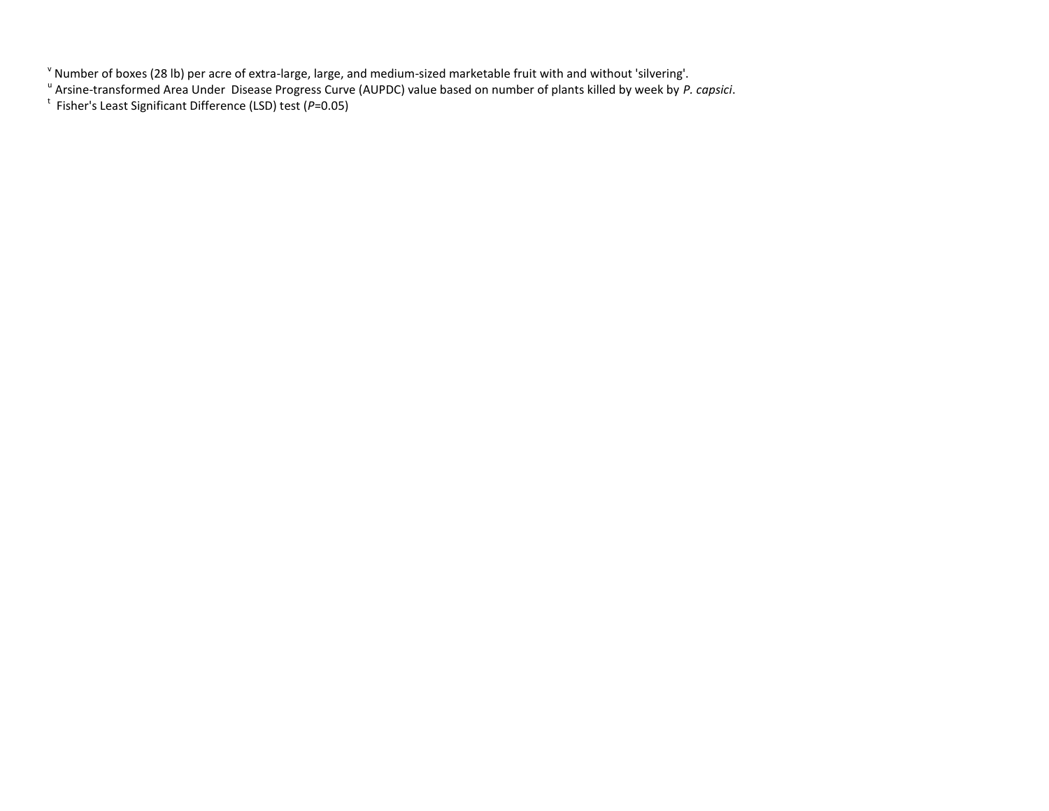[v] Number of boxes (28 lb) per acre of extra-large, large, and medium-sized marketable fruit with and without 'silvering'.

[u] Arsine-transformed Area Under Disease Progress Curve (AUPDC) value based on number of plants killed by week by *P. capsici*.

[t] Fisher's Least Significant Difference (LSD) test (*P*=0.05)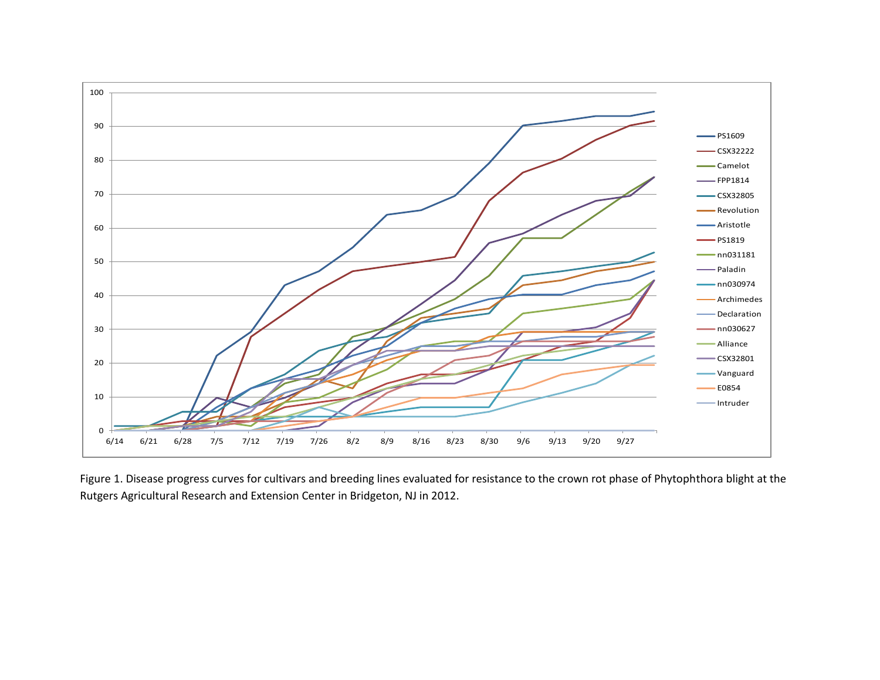100
90
80
70
60
50
40
30
20
10
0

6/14 6/21 6/28 7/5 7/12 7/19 7/26 8/2 8/9 8/16 8/23 8/30 9/6 9/13 9/20 9/27

PS1609
CSX32222
Camelot
FPP1814
CSX32805
Revolution
Aristotle
PS1819
nn031181
Paladin
nn030974
Archimedes
Declaration
nn030627
Alliance
CSX32801
Vanguard
E0854
Intruder

Figure 1. Disease progress curves for cultivars and breeding lines evaluated for resistance to the crown rot phase of Phytophthora blight at the Rutgers Agricultural Research and Extension Center in Bridgeton, NJ in 2012.